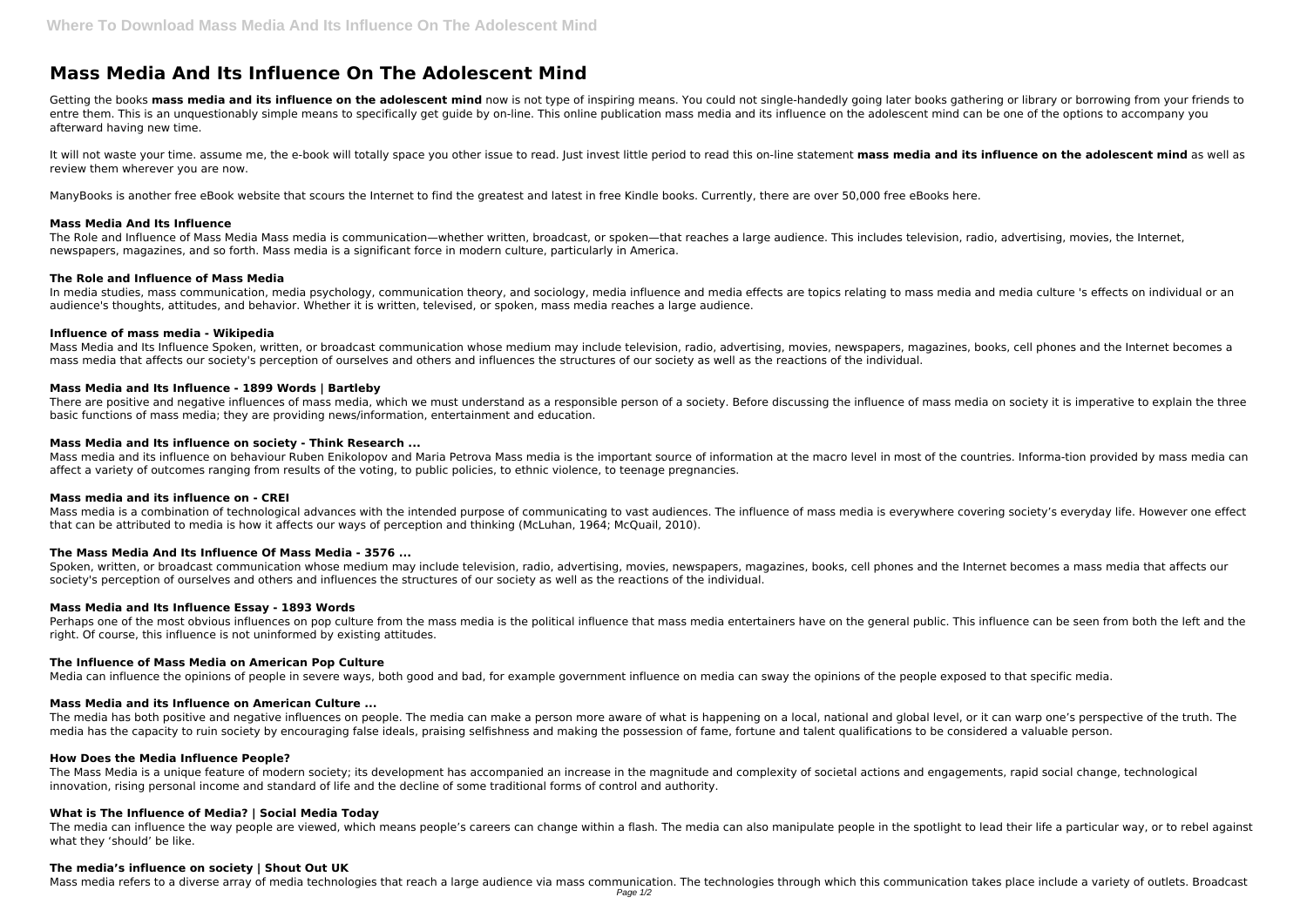# Mass Media And Its Influence On The Adolescent Mind

Getting the books **mass media and its influence on the adolescent mind** now is not type of inspiring means. You could not single-handedly going later books gathering or library or borrowing from your friends to entre them. This is an unquestionably simple means to specifically get guide by on-line. This online publication mass media and its influence on the adolescent mind can be one of the options to accompany you afterward having new time.

It will not waste your time. assume me, the e-book will totally space you other issue to read. Just invest little period to read this on-line statement **mass media and its influence on the adolescent mind** as well as review them wherever you are now.

ManyBooks is another free eBook website that scours the Internet to find the greatest and latest in free Kindle books. Currently, there are over 50,000 free eBooks here.

### Mass Media And Its Influence

The Role and Influence of Mass Media Mass media is communication—whether written, broadcast, or spoken—that reaches a large audience. This includes television, radio, advertising, movies, the Internet, newspapers, magazines, and so forth. Mass media is a significant force in modern culture, particularly in America.

### The Role and Influence of Mass Media

In media studies, mass communication, media psychology, communication theory, and sociology, media influence and media effects are topics relating to mass media and media culture 's effects on individual or an audience's thoughts, attitudes, and behavior. Whether it is written, televised, or spoken, mass media reaches a large audience.

### Influence of mass media - Wikipedia

Mass Media and Its Influence Spoken, written, or broadcast communication whose medium may include television, radio, advertising, movies, newspapers, magazines, books, cell phones and the Internet becomes a mass media that affects our society's perception of ourselves and others and influences the structures of our society as well as the reactions of the individual.

### Mass Media and Its Influence - 1899 Words | Bartleby

There are positive and negative influences of mass media, which we must understand as a responsible person of a society. Before discussing the influence of mass media on society it is imperative to explain the three basic functions of mass media; they are providing news/information, entertainment and education.

### Mass Media and Its influence on society - Think Research ...

Mass media and its influence on behaviour Ruben Enikolopov and Maria Petrova Mass media is the important source of information at the macro level in most of the countries. Informa-tion provided by mass media can affect a variety of outcomes ranging from results of the voting, to public policies, to ethnic violence, to teenage pregnancies.

### Mass media and its influence on - CREI

Mass media is a combination of technological advances with the intended purpose of communicating to vast audiences. The influence of mass media is everywhere covering society's everyday life. However one effect that can be attributed to media is how it affects our ways of perception and thinking (McLuhan, 1964; McQuail, 2010).

### The Mass Media And Its Influence Of Mass Media - 3576 ...

Spoken, written, or broadcast communication whose medium may include television, radio, advertising, movies, newspapers, magazines, books, cell phones and the Internet becomes a mass media that affects our society's perception of ourselves and others and influences the structures of our society as well as the reactions of the individual.

### Mass Media and Its Influence Essay - 1893 Words

Perhaps one of the most obvious influences on pop culture from the mass media is the political influence that mass media entertainers have on the general public. This influence can be seen from both the left and the right. Of course, this influence is not uninformed by existing attitudes.

### The Influence of Mass Media on American Pop Culture

Media can influence the opinions of people in severe ways, both good and bad, for example government influence on media can sway the opinions of the people exposed to that specific media.

### Mass Media and its Influence on American Culture ...

The media has both positive and negative influences on people. The media can make a person more aware of what is happening on a local, national and global level, or it can warp one's perspective of the truth. The media has the capacity to ruin society by encouraging false ideals, praising selfishness and making the possession of fame, fortune and talent qualifications to be considered a valuable person.

### How Does the Media Influence People?

The Mass Media is a unique feature of modern society; its development has accompanied an increase in the magnitude and complexity of societal actions and engagements, rapid social change, technological innovation, rising personal income and standard of life and the decline of some traditional forms of control and authority.

### What is The Influence of Media? | Social Media Today

The media can influence the way people are viewed, which means people's careers can change within a flash. The media can also manipulate people in the spotlight to lead their life a particular way, or to rebel against what they 'should' be like.

### The media's influence on society | Shout Out UK

Mass media refers to a diverse array of media technologies that reach a large audience via mass communication. The technologies through which this communication takes place include a variety of outlets. Broadcast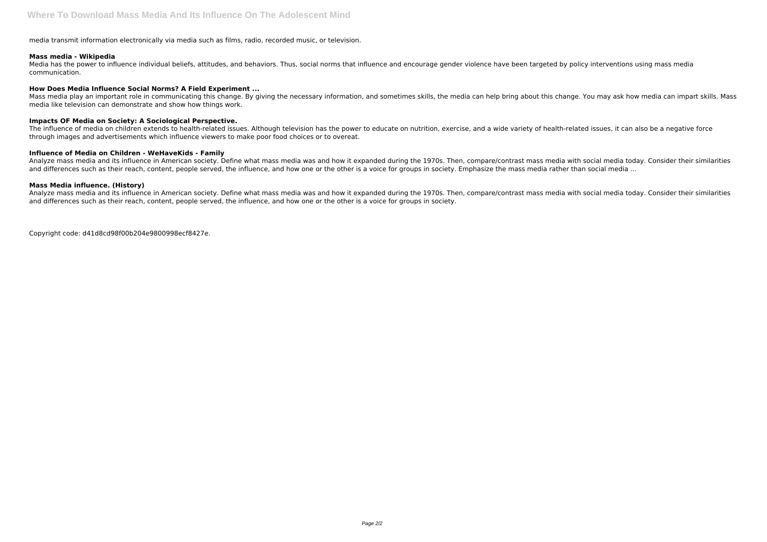media transmit information electronically via media such as films, radio, recorded music, or television.

**Mass media - Wikipedia**

Media has the power to influence individual beliefs, attitudes, and behaviors. Thus, social norms that influence and encourage gender violence have been targeted by policy interventions using mass media communication.

**How Does Media Influence Social Norms? A Field Experiment ...**

Mass media play an important role in communicating this change. By giving the necessary information, and sometimes skills, the media can help bring about this change. You may ask how media can impart skills. Mass media like television can demonstrate and show how things work.

**Impacts OF Media on Society: A Sociological Perspective.**

The influence of media on children extends to health-related issues. Although television has the power to educate on nutrition, exercise, and a wide variety of health-related issues, it can also be a negative force through images and advertisements which influence viewers to make poor food choices or to overeat.

**Influence of Media on Children - WeHaveKids - Family**

Analyze mass media and its influence in American society. Define what mass media was and how it expanded during the 1970s. Then, compare/contrast mass media with social media today. Consider their similarities and differences such as their reach, content, people served, the influence, and how one or the other is a voice for groups in society. Emphasize the mass media rather than social media ...

**Mass Media influence. (History)**

Analyze mass media and its influence in American society. Define what mass media was and how it expanded during the 1970s. Then, compare/contrast mass media with social media today. Consider their similarities and differences such as their reach, content, people served, the influence, and how one or the other is a voice for groups in society.

Copyright code: d41d8cd98f00b204e9800998ecf8427e.